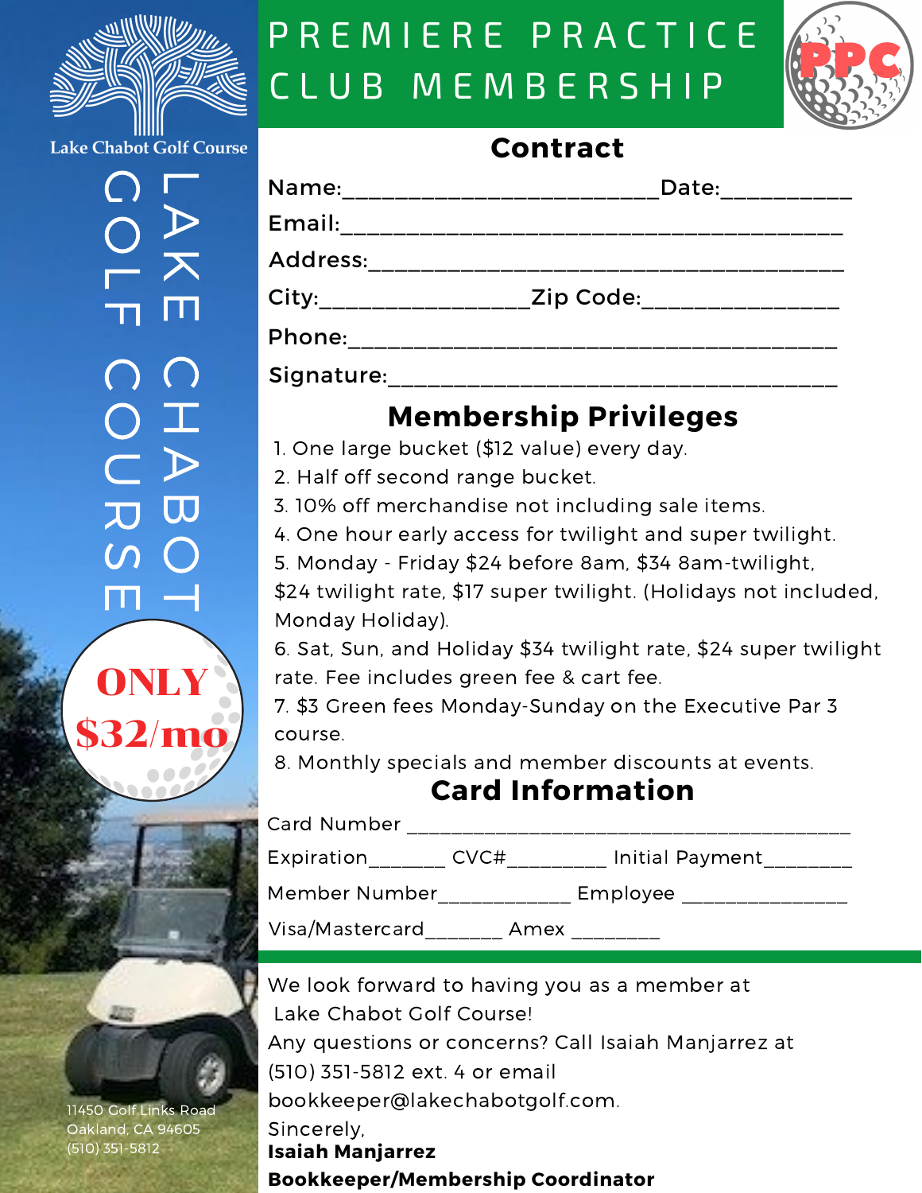# PREMIERE PRACTICE CLUB MEMBERSHIP

PPC

Lake Chabot Golf Course

LAKE CHABOT GOLF COURSE

ONLY $32/mo

11450 Golf Links Road
Oakland, CA 94605
(510) 351-5812

## Contract

Name:___________________________Date:___________

Email:___________________________________________

Address:_________________________________________

City:_________________Zip Code:________________

Phone:__________________________________________

Signature:_______________________________________

## Membership Privileges

1. One large bucket ($12 value) every day.
2. Half off second range bucket.
3. 10% off merchandise not including sale items.
4. One hour early access for twilight and super twilight.
5. Monday - Friday $24 before 8am, $34 8am-twilight, $24 twilight rate, $17 super twilight. (Holidays not included, Monday Holiday).
6. Sat, Sun, and Holiday $34 twilight rate, $24 super twilight rate. Fee includes green fee & cart fee.
7. $3 Green fees Monday-Sunday on the Executive Par 3 course.
8. Monthly specials and member discounts at events.

## Card Information

Card Number ____________________________________________

Expiration_______ CVC#_________ Initial Payment________

Member Number____________ Employee _______________

Visa/Mastercard_______ Amex ________

We look forward to having you as a member at Lake Chabot Golf Course!

Any questions or concerns? Call Isaiah Manjarrez at (510) 351-5812 ext. 4 or email bookkeeper@lakechabotgolf.com.

Sincerely,

**Isaiah Manjarrez**

**Bookkeeper/Membership Coordinator**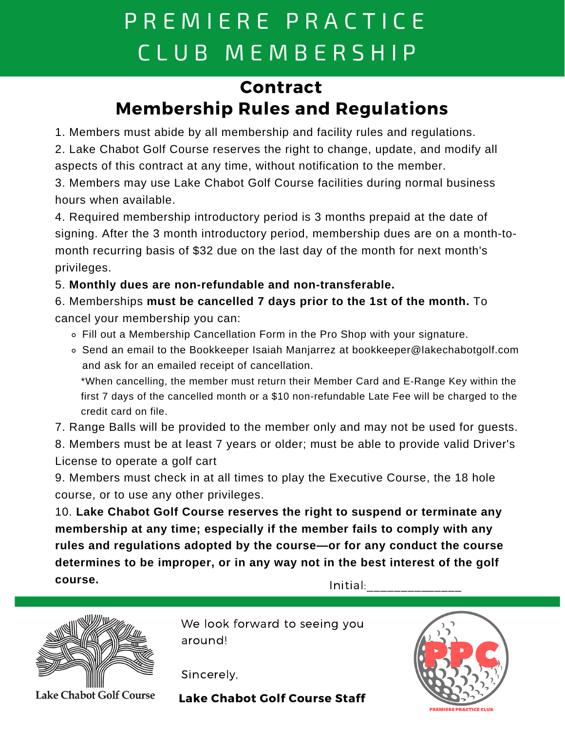# PREMIERE PRACTICE CLUB MEMBERSHIP

## Contract
## Membership Rules and Regulations

1. Members must abide by all membership and facility rules and regulations.
2. Lake Chabot Golf Course reserves the right to change, update, and modify all aspects of this contract at any time, without notification to the member.
3. Members may use Lake Chabot Golf Course facilities during normal business hours when available.
4. Required membership introductory period is 3 months prepaid at the date of signing. After the 3 month introductory period, membership dues are on a month-to-month recurring basis of $32 due on the last day of the month for next month's privileges.
5. **Monthly dues are non-refundable and non-transferable.**
6. Memberships **must be cancelled 7 days prior to the 1st of the month.** To cancel your membership you can:
   - Fill out a Membership Cancellation Form in the Pro Shop with your signature.
   - Send an email to the Bookkeeper Isaiah Manjarrez at bookkeeper@lakechabotgolf.com and ask for an emailed receipt of cancellation.

   *When cancelling, the member must return their Member Card and E-Range Key within the first 7 days of the cancelled month or a $10 non-refundable Late Fee will be charged to the credit card on file.
7. Range Balls will be provided to the member only and may not be used for guests.
8. Members must be at least 7 years or older; must be able to provide valid Driver's License to operate a golf cart
9. Members must check in at all times to play the Executive Course, the 18 hole course, or to use any other privileges.
10. **Lake Chabot Golf Course reserves the right to suspend or terminate any membership at any time; especially if the member fails to comply with any rules and regulations adopted by the course—or for any conduct the course determines to be improper, or in any way not in the best interest of the golf course.**

Initial:______________

Lake Chabot Golf Course

We look forward to seeing you around!

Sincerely,

**Lake Chabot Golf Course Staff**

PPC
PREMIERE PRACTICE CLUB